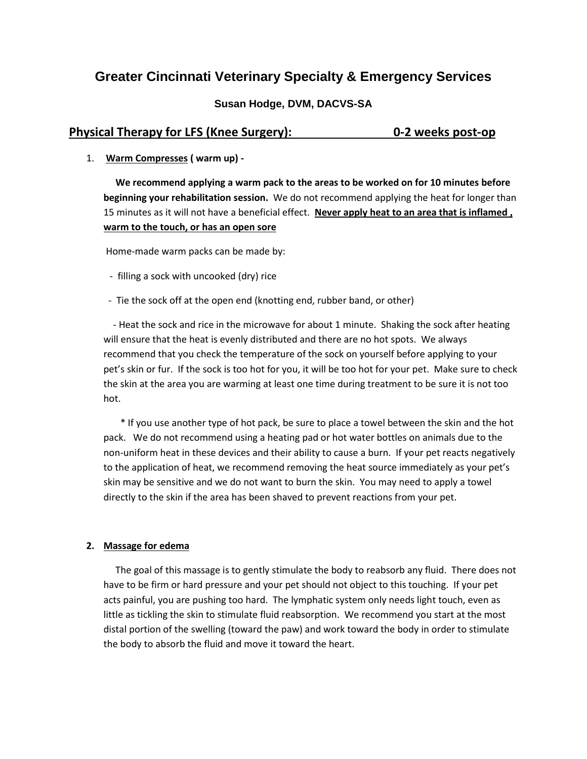# Greater Cincinnati Veterinary Specialty & Emergency Services

**Susan Hodge, DVM, DACVS-SA**

## Physical Therapy for LFS (Knee Surgery): 0-2 weeks post-op

1. **Warm Compresses ( warm up) -**

   **We recommend applying a warm pack to the areas to be worked on for 10 minutes before beginning your rehabilitation session.** We do not recommend applying the heat for longer than 15 minutes as it will not have a beneficial effect. **Never apply heat to an area that is inflamed , warm to the touch, or has an open sore**

   Home-made warm packs can be made by:

   - filling a sock with uncooked (dry) rice

   - Tie the sock off at the open end (knotting end, rubber band, or other)

   - Heat the sock and rice in the microwave for about 1 minute. Shaking the sock after heating will ensure that the heat is evenly distributed and there are no hot spots. We always recommend that you check the temperature of the sock on yourself before applying to your pet's skin or fur. If the sock is too hot for you, it will be too hot for your pet. Make sure to check the skin at the area you are warming at least one time during treatment to be sure it is not too hot.

   * If you use another type of hot pack, be sure to place a towel between the skin and the hot pack. We do not recommend using a heating pad or hot water bottles on animals due to the non-uniform heat in these devices and their ability to cause a burn. If your pet reacts negatively to the application of heat, we recommend removing the heat source immediately as your pet's skin may be sensitive and we do not want to burn the skin. You may need to apply a towel directly to the skin if the area has been shaved to prevent reactions from your pet.

2. **Massage for edema**

   The goal of this massage is to gently stimulate the body to reabsorb any fluid. There does not have to be firm or hard pressure and your pet should not object to this touching. If your pet acts painful, you are pushing too hard. The lymphatic system only needs light touch, even as little as tickling the skin to stimulate fluid reabsorption. We recommend you start at the most distal portion of the swelling (toward the paw) and work toward the body in order to stimulate the body to absorb the fluid and move it toward the heart.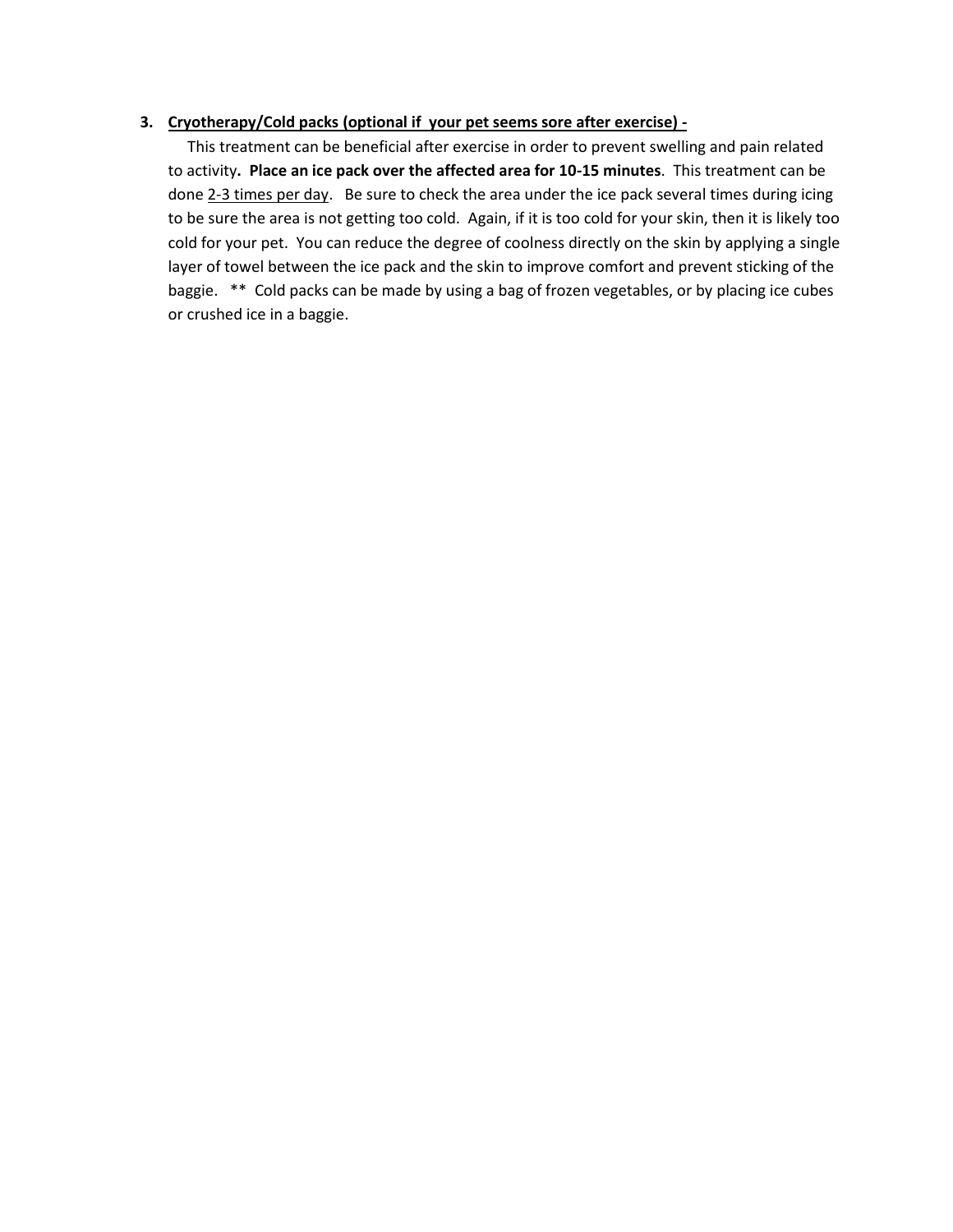3. **<u>Cryotherapy/Cold packs (optional if your pet seems sore after exercise) -</u>**

   This treatment can be beneficial after exercise in order to prevent swelling and pain related to activity**. Place an ice pack over the affected area for 10-15 minutes**. This treatment can be done <u>2-3 times per day</u>. Be sure to check the area under the ice pack several times during icing to be sure the area is not getting too cold. Again, if it is too cold for your skin, then it is likely too cold for your pet. You can reduce the degree of coolness directly on the skin by applying a single layer of towel between the ice pack and the skin to improve comfort and prevent sticking of the baggie. ** Cold packs can be made by using a bag of frozen vegetables, or by placing ice cubes or crushed ice in a baggie.